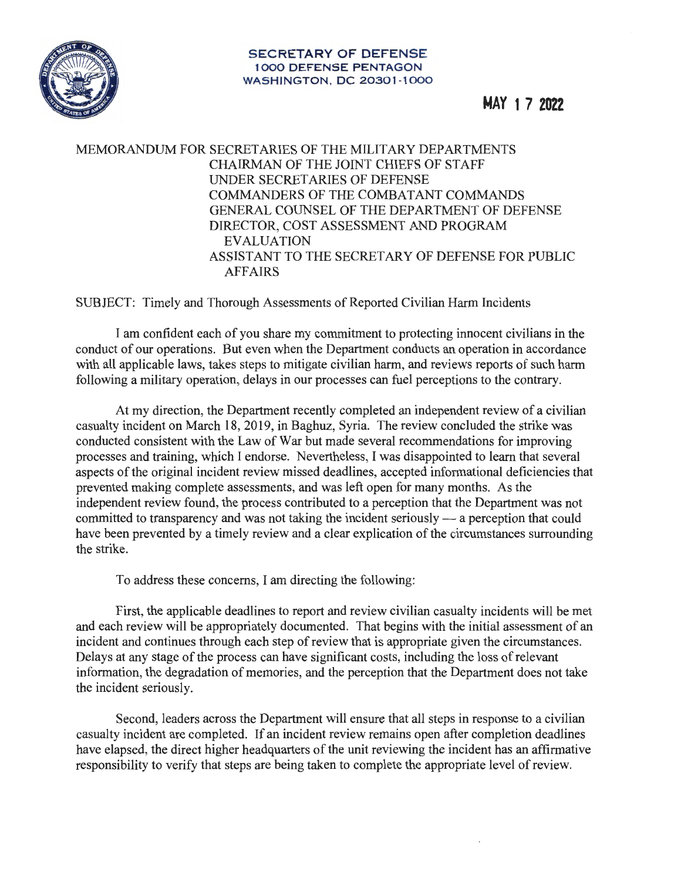**SECRETARY OF DEFENSE**
**1000 DEFENSE PENTAGON**
**WASHINGTON, DC 20301-1000**

**MAY 17 2022**

MEMORANDUM FOR SECRETARIES OF THE MILITARY DEPARTMENTS
CHAIRMAN OF THE JOINT CHIEFS OF STAFF
UNDER SECRETARIES OF DEFENSE
COMMANDERS OF THE COMBATANT COMMANDS
GENERAL COUNSEL OF THE DEPARTMENT OF DEFENSE
DIRECTOR, COST ASSESSMENT AND PROGRAM EVALUATION
ASSISTANT TO THE SECRETARY OF DEFENSE FOR PUBLIC AFFAIRS

SUBJECT: Timely and Thorough Assessments of Reported Civilian Harm Incidents

I am confident each of you share my commitment to protecting innocent civilians in the conduct of our operations. But even when the Department conducts an operation in accordance with all applicable laws, takes steps to mitigate civilian harm, and reviews reports of such harm following a military operation, delays in our processes can fuel perceptions to the contrary.

At my direction, the Department recently completed an independent review of a civilian casualty incident on March 18, 2019, in Baghuz, Syria. The review concluded the strike was conducted consistent with the Law of War but made several recommendations for improving processes and training, which I endorse. Nevertheless, I was disappointed to learn that several aspects of the original incident review missed deadlines, accepted informational deficiencies that prevented making complete assessments, and was left open for many months. As the independent review found, the process contributed to a perception that the Department was not committed to transparency and was not taking the incident seriously — a perception that could have been prevented by a timely review and a clear explication of the circumstances surrounding the strike.

To address these concerns, I am directing the following:

First, the applicable deadlines to report and review civilian casualty incidents will be met and each review will be appropriately documented. That begins with the initial assessment of an incident and continues through each step of review that is appropriate given the circumstances. Delays at any stage of the process can have significant costs, including the loss of relevant information, the degradation of memories, and the perception that the Department does not take the incident seriously.

Second, leaders across the Department will ensure that all steps in response to a civilian casualty incident are completed. If an incident review remains open after completion deadlines have elapsed, the direct higher headquarters of the unit reviewing the incident has an affirmative responsibility to verify that steps are being taken to complete the appropriate level of review.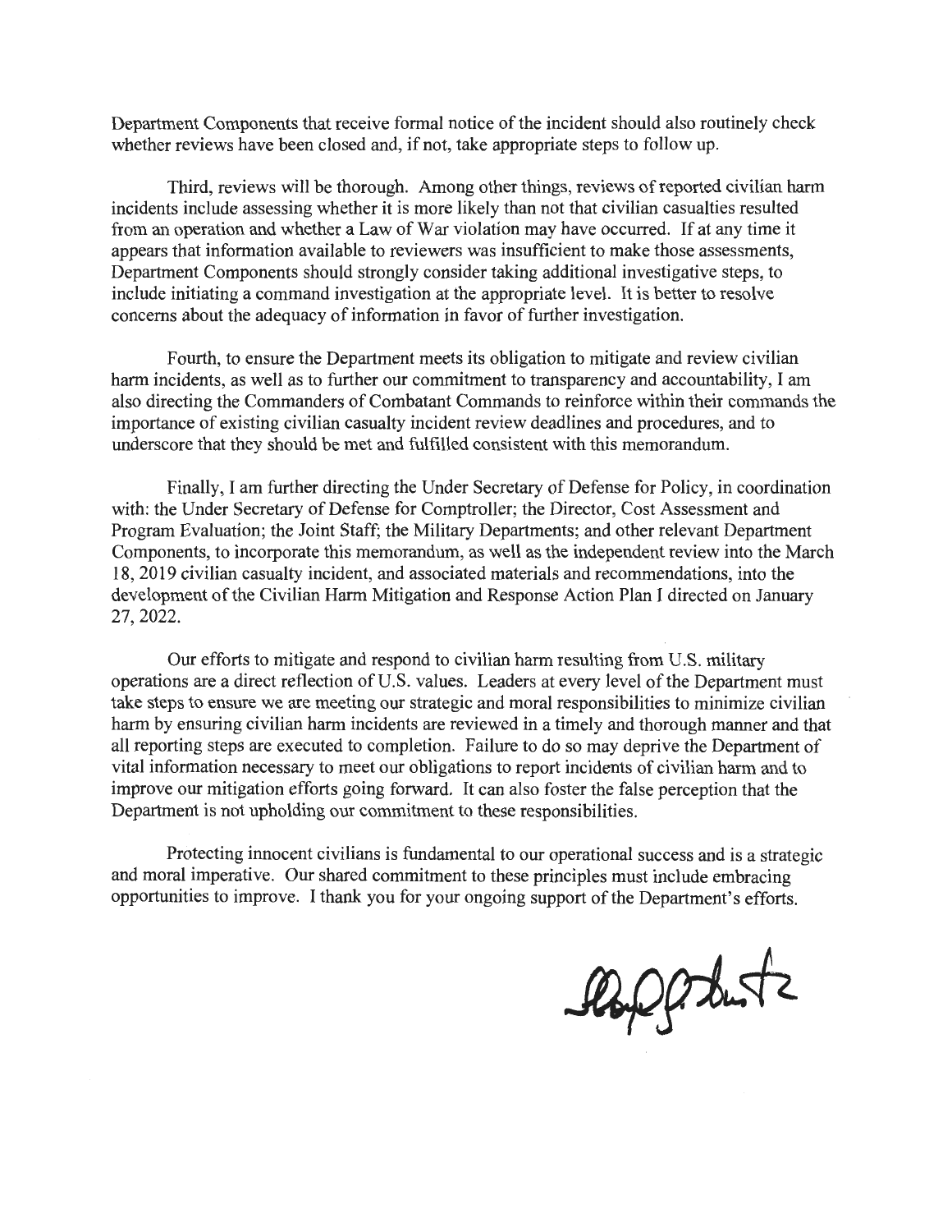Department Components that receive formal notice of the incident should also routinely check whether reviews have been closed and, if not, take appropriate steps to follow up.

Third, reviews will be thorough. Among other things, reviews of reported civilian harm incidents include assessing whether it is more likely than not that civilian casualties resulted from an operation and whether a Law of War violation may have occurred. If at any time it appears that information available to reviewers was insufficient to make those assessments, Department Components should strongly consider taking additional investigative steps, to include initiating a command investigation at the appropriate level. It is better to resolve concerns about the adequacy of information in favor of further investigation.

Fourth, to ensure the Department meets its obligation to mitigate and review civilian harm incidents, as well as to further our commitment to transparency and accountability, I am also directing the Commanders of Combatant Commands to reinforce within their commands the importance of existing civilian casualty incident review deadlines and procedures, and to underscore that they should be met and fulfilled consistent with this memorandum.

Finally, I am further directing the Under Secretary of Defense for Policy, in coordination with: the Under Secretary of Defense for Comptroller; the Director, Cost Assessment and Program Evaluation; the Joint Staff; the Military Departments; and other relevant Department Components, to incorporate this memorandum, as well as the independent review into the March 18, 2019 civilian casualty incident, and associated materials and recommendations, into the development of the Civilian Harm Mitigation and Response Action Plan I directed on January 27, 2022.

Our efforts to mitigate and respond to civilian harm resulting from U.S. military operations are a direct reflection of U.S. values. Leaders at every level of the Department must take steps to ensure we are meeting our strategic and moral responsibilities to minimize civilian harm by ensuring civilian harm incidents are reviewed in a timely and thorough manner and that all reporting steps are executed to completion. Failure to do so may deprive the Department of vital information necessary to meet our obligations to report incidents of civilian harm and to improve our mitigation efforts going forward. It can also foster the false perception that the Department is not upholding our commitment to these responsibilities.

Protecting innocent civilians is fundamental to our operational success and is a strategic and moral imperative. Our shared commitment to these principles must include embracing opportunities to improve. I thank you for your ongoing support of the Department's efforts.